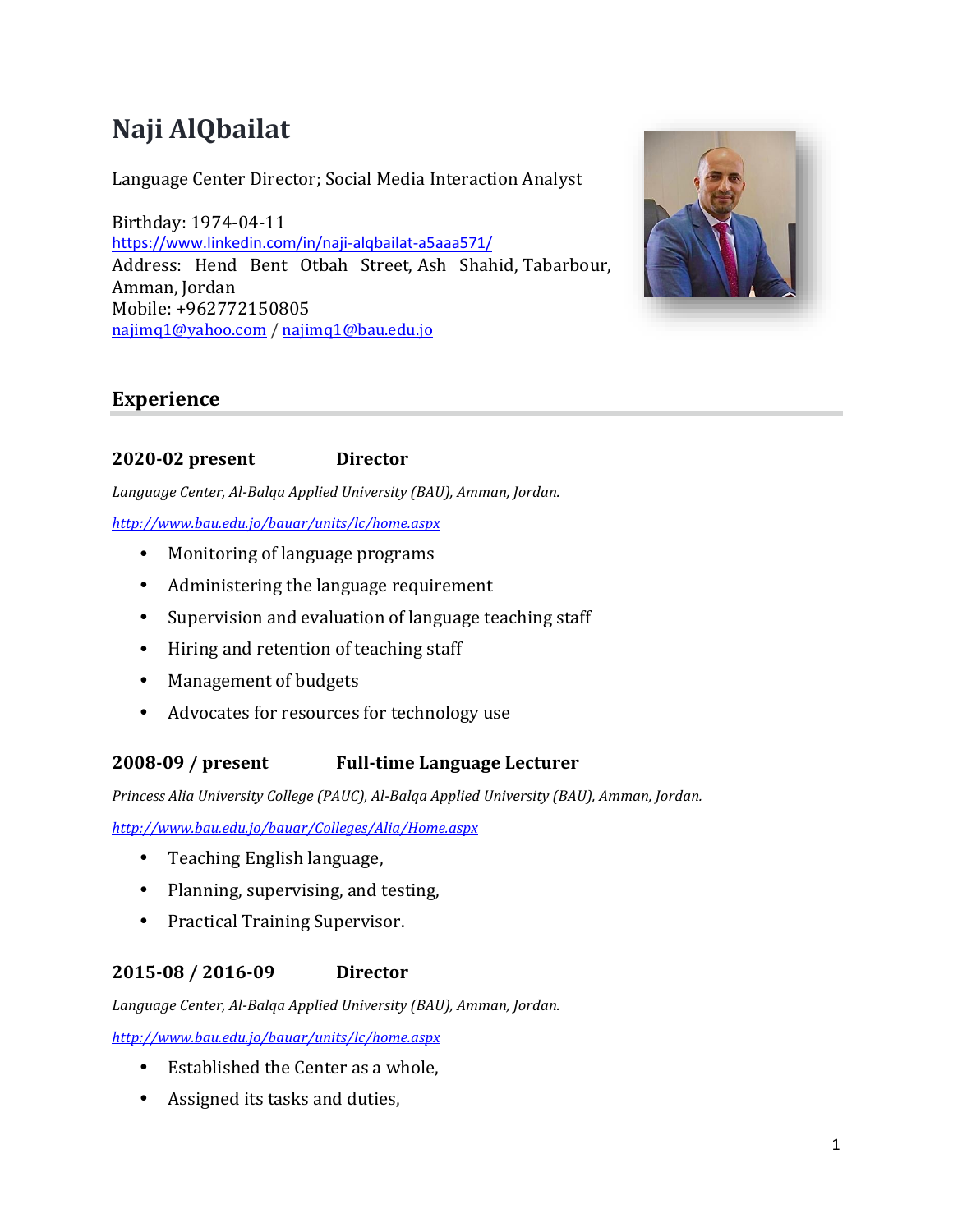# Naji AlQbailat

Language Center Director; Social Media Interaction Analyst

Birthday: 1974-04-11
https://www.linkedin.com/in/naji-alqbailat-a5aaa571/
Address: Hend Bent Otbah Street, Ash Shahid, Tabarbour, Amman, Jordan
Mobile: +962772150805
najimq1@yahoo.com / najimq1@bau.edu.jo

## Experience

### 2020-02 present Director

*Language Center, Al-Balqa Applied University (BAU), Amman, Jordan.*

*http://www.bau.edu.jo/bauar/units/lc/home.aspx*

- Monitoring of language programs
- Administering the language requirement
- Supervision and evaluation of language teaching staff
- Hiring and retention of teaching staff
- Management of budgets
- Advocates for resources for technology use

### 2008-09 / present Full-time Language Lecturer

*Princess Alia University College (PAUC), Al-Balqa Applied University (BAU), Amman, Jordan.*

*http://www.bau.edu.jo/bauar/Colleges/Alia/Home.aspx*

- Teaching English language,
- Planning, supervising, and testing,
- Practical Training Supervisor.

### 2015-08 / 2016-09 Director

*Language Center, Al-Balqa Applied University (BAU), Amman, Jordan.*

*http://www.bau.edu.jo/bauar/units/lc/home.aspx*

- Established the Center as a whole,
- Assigned its tasks and duties,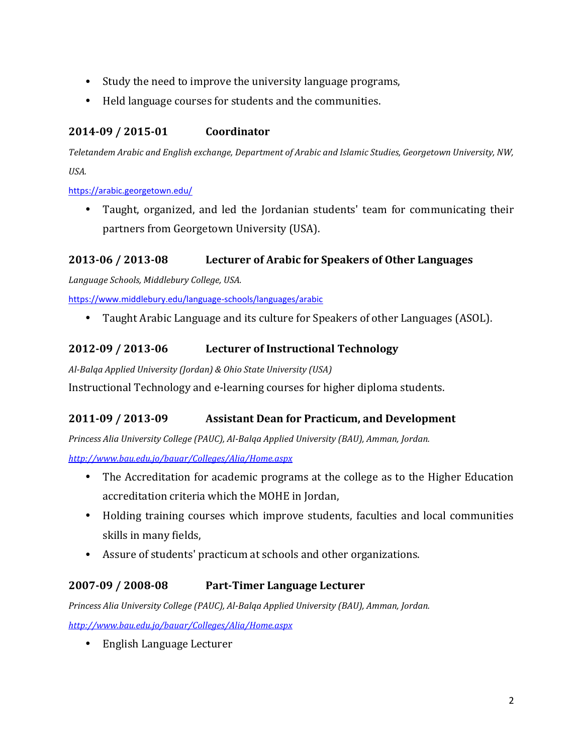- Study the need to improve the university language programs,
- Held language courses for students and the communities.

### 2014-09 / 2015-01 Coordinator

*Teletandem Arabic and English exchange, Department of Arabic and Islamic Studies, Georgetown University, NW, USA.*

https://arabic.georgetown.edu/

- Taught, organized, and led the Jordanian students' team for communicating their partners from Georgetown University (USA).

### 2013-06 / 2013-08 Lecturer of Arabic for Speakers of Other Languages

*Language Schools, Middlebury College, USA.*

https://www.middlebury.edu/language-schools/languages/arabic

- Taught Arabic Language and its culture for Speakers of other Languages (ASOL).

### 2012-09 / 2013-06 Lecturer of Instructional Technology

*Al-Balqa Applied University (Jordan) & Ohio State University (USA)*

Instructional Technology and e-learning courses for higher diploma students.

### 2011-09 / 2013-09 Assistant Dean for Practicum, and Development

*Princess Alia University College (PAUC), Al-Balqa Applied University (BAU), Amman, Jordan.*

*http://www.bau.edu.jo/bauar/Colleges/Alia/Home.aspx*

- The Accreditation for academic programs at the college as to the Higher Education accreditation criteria which the MOHE in Jordan,
- Holding training courses which improve students, faculties and local communities skills in many fields,
- Assure of students' practicum at schools and other organizations.

### 2007-09 / 2008-08 Part-Timer Language Lecturer

*Princess Alia University College (PAUC), Al-Balqa Applied University (BAU), Amman, Jordan.*

*http://www.bau.edu.jo/bauar/Colleges/Alia/Home.aspx*

- English Language Lecturer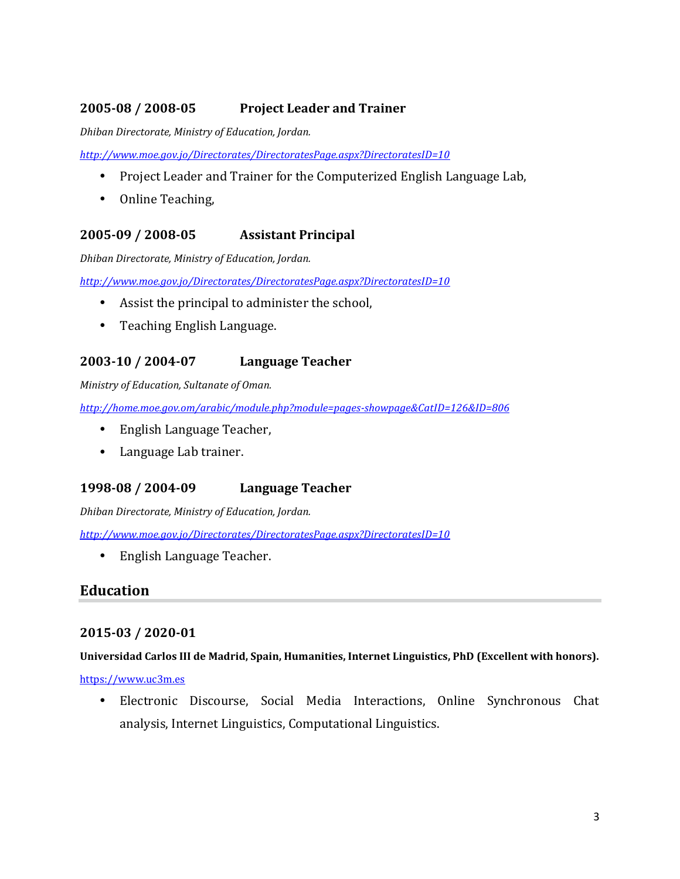### 2005-08 / 2008-05 Project Leader and Trainer

*Dhiban Directorate, Ministry of Education, Jordan.*

*http://www.moe.gov.jo/Directorates/DirectoratesPage.aspx?DirectoratesID=10*

- Project Leader and Trainer for the Computerized English Language Lab,
- Online Teaching,

### 2005-09 / 2008-05 Assistant Principal

*Dhiban Directorate, Ministry of Education, Jordan.*

*http://www.moe.gov.jo/Directorates/DirectoratesPage.aspx?DirectoratesID=10*

- Assist the principal to administer the school,
- Teaching English Language.

### 2003-10 / 2004-07 Language Teacher

*Ministry of Education, Sultanate of Oman.*

*http://home.moe.gov.om/arabic/module.php?module=pages-showpage&CatID=126&ID=806*

- English Language Teacher,
- Language Lab trainer.

### 1998-08 / 2004-09 Language Teacher

*Dhiban Directorate, Ministry of Education, Jordan.*

*http://www.moe.gov.jo/Directorates/DirectoratesPage.aspx?DirectoratesID=10*

- English Language Teacher.

## Education

### 2015-03 / 2020-01

**Universidad Carlos III de Madrid, Spain, Humanities, Internet Linguistics, PhD (Excellent with honors).**

https://www.uc3m.es

- Electronic Discourse, Social Media Interactions, Online Synchronous Chat analysis, Internet Linguistics, Computational Linguistics.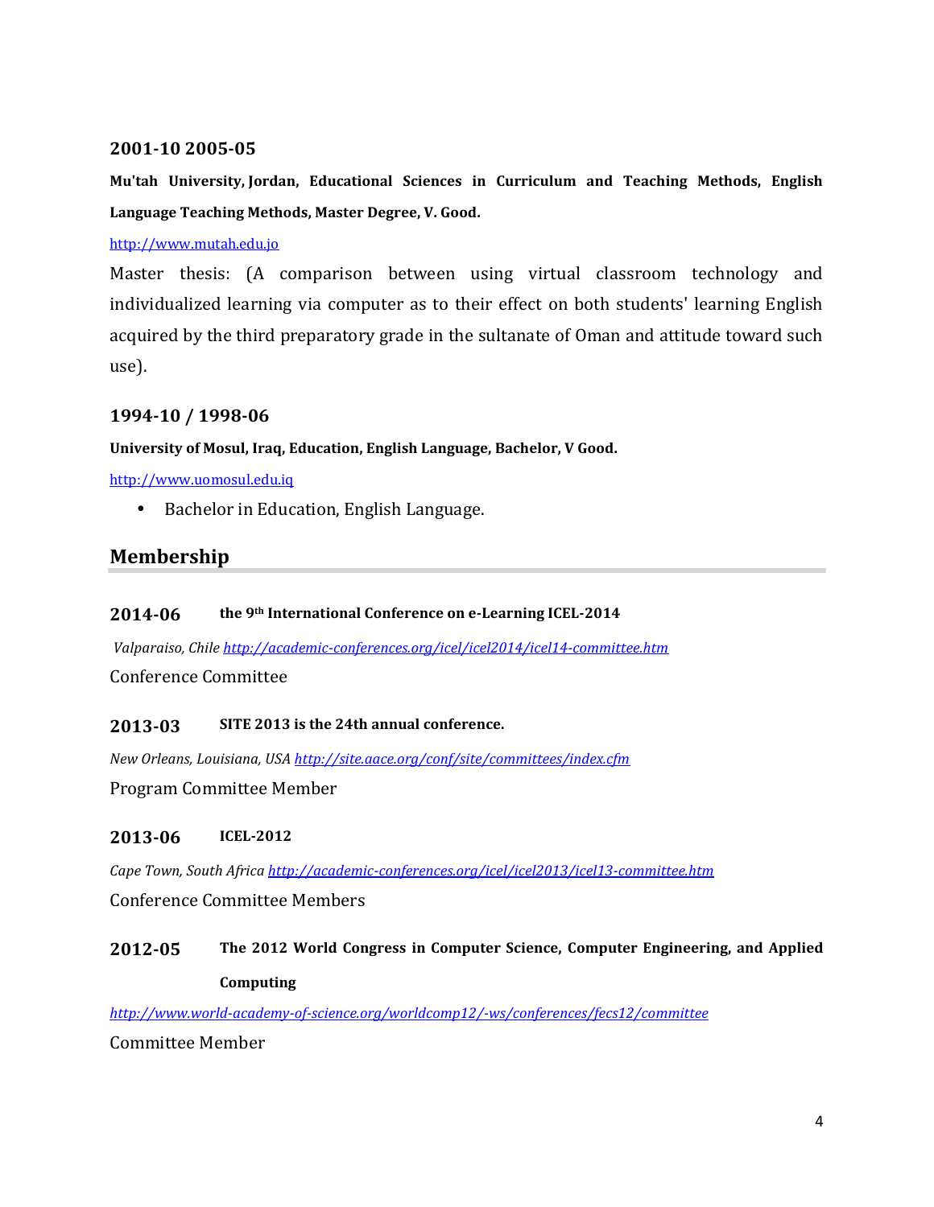### 2001-10 2005-05

**Mu'tah University, Jordan, Educational Sciences in Curriculum and Teaching Methods, English Language Teaching Methods, Master Degree, V. Good.**

http://www.mutah.edu.jo

Master thesis: (A comparison between using virtual classroom technology and individualized learning via computer as to their effect on both students' learning English acquired by the third preparatory grade in the sultanate of Oman and attitude toward such use).

### 1994-10 / 1998-06

**University of Mosul, Iraq, Education, English Language, Bachelor, V Good.**

http://www.uomosul.edu.iq

- Bachelor in Education, English Language.

## Membership

### 2014-06 the 9th International Conference on e-Learning ICEL-2014

*Valparaiso, Chile http://academic-conferences.org/icel/icel2014/icel14-committee.htm*

Conference Committee

### 2013-03 SITE 2013 is the 24th annual conference.

*New Orleans, Louisiana, USA http://site.aace.org/conf/site/committees/index.cfm*

Program Committee Member

### 2013-06 ICEL-2012

*Cape Town, South Africa http://academic-conferences.org/icel/icel2013/icel13-committee.htm*

Conference Committee Members

### 2012-05 The 2012 World Congress in Computer Science, Computer Engineering, and Applied Computing

*http://www.world-academy-of-science.org/worldcomp12/-ws/conferences/fecs12/committee*

Committee Member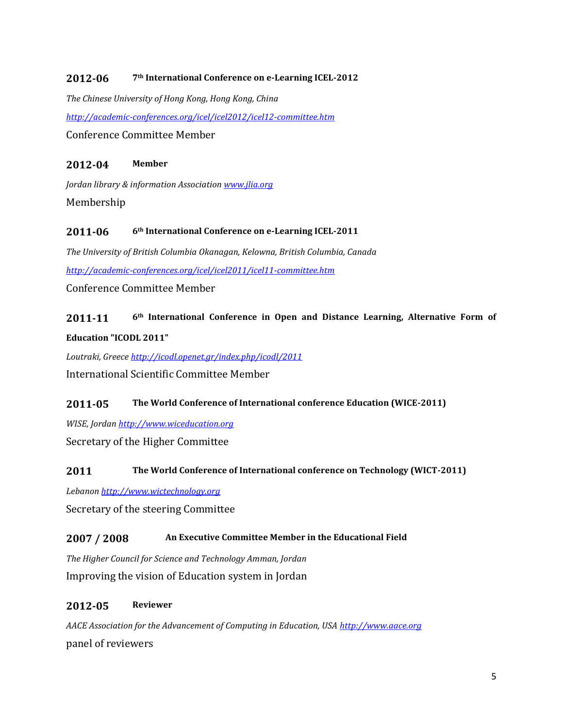**2012-06** **7th International Conference on e-Learning ICEL-2012**

*The Chinese University of Hong Kong, Hong Kong, China*

*http://academic-conferences.org/icel/icel2012/icel12-committee.htm*

Conference Committee Member

**2012-04** **Member**

*Jordan library & information Association www.jlia.org*

Membership

**2011-06** **6th International Conference on e-Learning ICEL-2011**

*The University of British Columbia Okanagan, Kelowna, British Columbia, Canada*

*http://academic-conferences.org/icel/icel2011/icel11-committee.htm*

Conference Committee Member

**2011-11** **6th International Conference in Open and Distance Learning, Alternative Form of Education "ICODL 2011"**

*Loutraki, Greece http://icodl.openet.gr/index.php/icodl/2011*

International Scientific Committee Member

**2011-05** **The World Conference of International conference Education (WICE-2011)**

*WISE, Jordan http://www.wiceducation.org*

Secretary of the Higher Committee

**2011** **The World Conference of International conference on Technology (WICT-2011)**

*Lebanon http://www.wictechnology.org*

Secretary of the steering Committee

**2007 / 2008** **An Executive Committee Member in the Educational Field**

*The Higher Council for Science and Technology Amman, Jordan*

Improving the vision of Education system in Jordan

**2012-05** **Reviewer**

*AACE Association for the Advancement of Computing in Education, USA http://www.aace.org*

panel of reviewers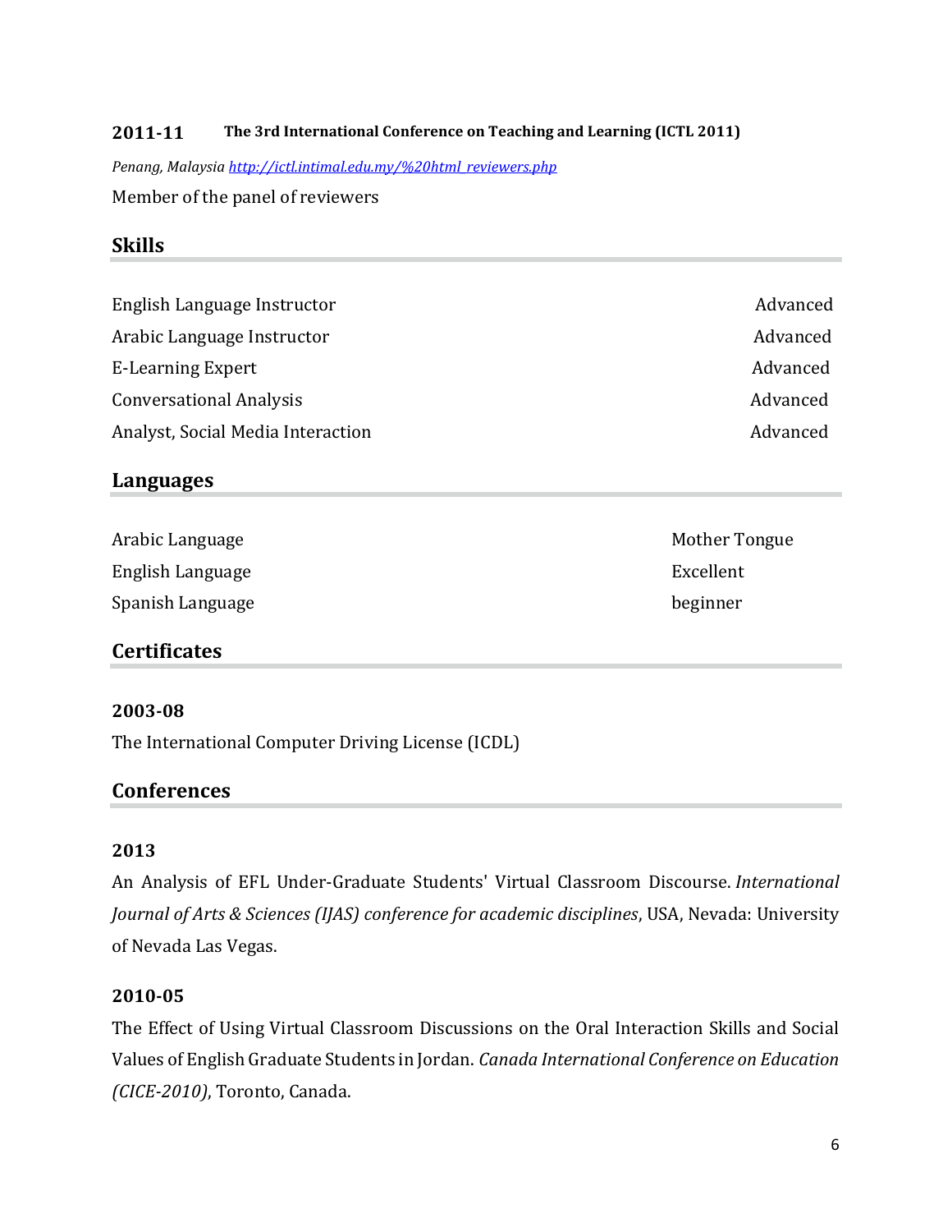**2011-11** **The 3rd International Conference on Teaching and Learning (ICTL 2011)**

*Penang, Malaysia* [http://ictl.intimal.edu.my/%20html_reviewers.php](http://ictl.intimal.edu.my/%20html_reviewers.php)

Member of the panel of reviewers

## Skills

| | |
|---|---|
| English Language Instructor | Advanced |
| Arabic Language Instructor | Advanced |
| E-Learning Expert | Advanced |
| Conversational Analysis | Advanced |
| Analyst, Social Media Interaction | Advanced |

## Languages

| | |
|---|---|
| Arabic Language | Mother Tongue |
| English Language | Excellent |
| Spanish Language | beginner |

## Certificates

### 2003-08

The International Computer Driving License (ICDL)

## Conferences

### 2013

An Analysis of EFL Under-Graduate Students' Virtual Classroom Discourse. *International Journal of Arts & Sciences (IJAS) conference for academic disciplines*, USA, Nevada: University of Nevada Las Vegas.

### 2010-05

The Effect of Using Virtual Classroom Discussions on the Oral Interaction Skills and Social Values of English Graduate Students in Jordan. *Canada International Conference on Education (CICE-2010)*, Toronto, Canada.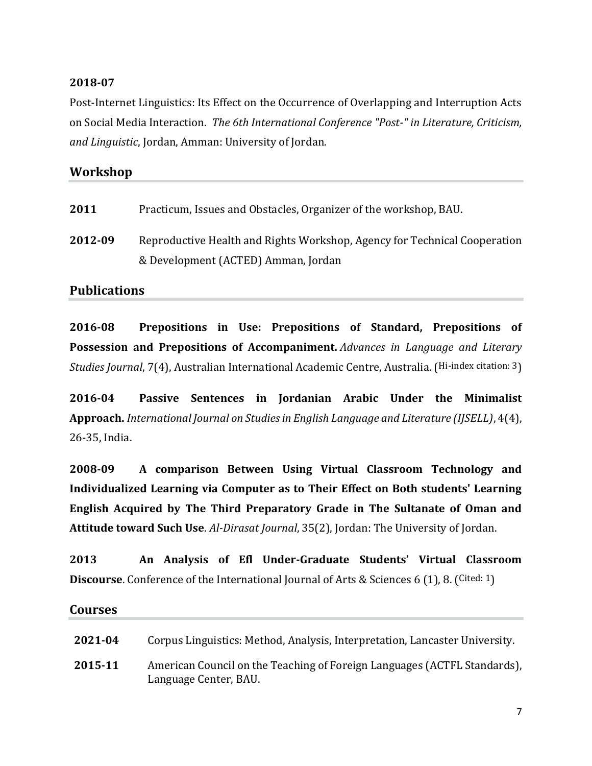**2018-07**

Post-Internet Linguistics: Its Effect on the Occurrence of Overlapping and Interruption Acts on Social Media Interaction. *The 6th International Conference "Post-" in Literature, Criticism, and Linguistic*, Jordan, Amman: University of Jordan.

## Workshop

**2011** Practicum, Issues and Obstacles, Organizer of the workshop, BAU.

**2012-09** Reproductive Health and Rights Workshop, Agency for Technical Cooperation & Development (ACTED) Amman, Jordan

## Publications

**2016-08 Prepositions in Use: Prepositions of Standard, Prepositions of Possession and Prepositions of Accompaniment.** *Advances in Language and Literary Studies Journal*, 7(4), Australian International Academic Centre, Australia. (Hi-index citation: 3)

**2016-04 Passive Sentences in Jordanian Arabic Under the Minimalist Approach.** *International Journal on Studies in English Language and Literature (IJSELL)*, 4(4), 26-35, India.

**2008-09 A comparison Between Using Virtual Classroom Technology and Individualized Learning via Computer as to Their Effect on Both students' Learning English Acquired by The Third Preparatory Grade in The Sultanate of Oman and Attitude toward Such Use**. *Al-Dirasat Journal*, 35(2), Jordan: The University of Jordan.

**2013 An Analysis of Efl Under-Graduate Students' Virtual Classroom Discourse**. Conference of the International Journal of Arts & Sciences 6 (1), 8. (Cited: 1)

## Courses

**2021-04** Corpus Linguistics: Method, Analysis, Interpretation, Lancaster University.

**2015-11** American Council on the Teaching of Foreign Languages (ACTFL Standards), Language Center, BAU.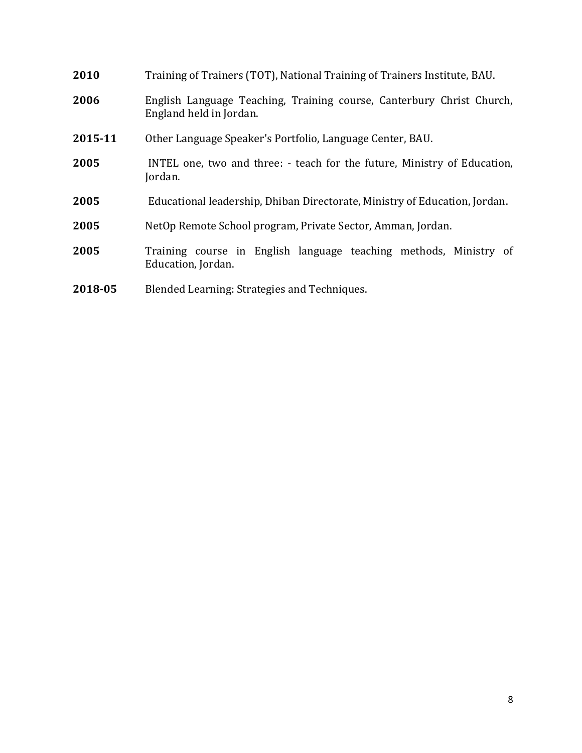**2010** Training of Trainers (TOT), National Training of Trainers Institute, BAU.

**2006** English Language Teaching, Training course, Canterbury Christ Church, England held in Jordan.

**2015-11** Other Language Speaker's Portfolio, Language Center, BAU.

**2005** INTEL one, two and three: - teach for the future, Ministry of Education, Jordan.

**2005** Educational leadership, Dhiban Directorate, Ministry of Education, Jordan.

**2005** NetOp Remote School program, Private Sector, Amman, Jordan.

**2005** Training course in English language teaching methods, Ministry of Education, Jordan.

**2018-05** Blended Learning: Strategies and Techniques.